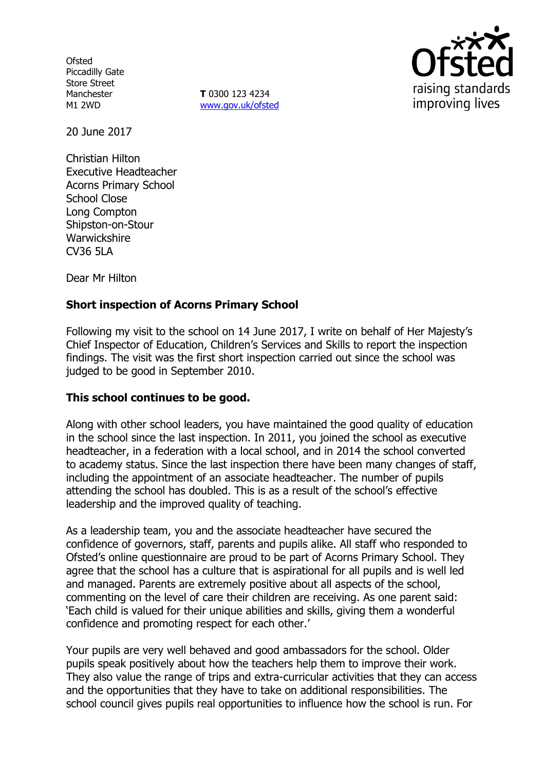Ofsted
Piccadilly Gate
Store Street
Manchester
M1 2WD

**T** 0300 123 4234
www.gov.uk/ofsted

20 June 2017

Christian Hilton
Executive Headteacher
Acorns Primary School
School Close
Long Compton
Shipston-on-Stour
Warwickshire
CV36 5LA

Dear Mr Hilton

**Short inspection of Acorns Primary School**

Following my visit to the school on 14 June 2017, I write on behalf of Her Majesty's Chief Inspector of Education, Children's Services and Skills to report the inspection findings. The visit was the first short inspection carried out since the school was judged to be good in September 2010.

**This school continues to be good.**

Along with other school leaders, you have maintained the good quality of education in the school since the last inspection. In 2011, you joined the school as executive headteacher, in a federation with a local school, and in 2014 the school converted to academy status. Since the last inspection there have been many changes of staff, including the appointment of an associate headteacher. The number of pupils attending the school has doubled. This is as a result of the school's effective leadership and the improved quality of teaching.

As a leadership team, you and the associate headteacher have secured the confidence of governors, staff, parents and pupils alike. All staff who responded to Ofsted's online questionnaire are proud to be part of Acorns Primary School. They agree that the school has a culture that is aspirational for all pupils and is well led and managed. Parents are extremely positive about all aspects of the school, commenting on the level of care their children are receiving. As one parent said: 'Each child is valued for their unique abilities and skills, giving them a wonderful confidence and promoting respect for each other.'

Your pupils are very well behaved and good ambassadors for the school. Older pupils speak positively about how the teachers help them to improve their work. They also value the range of trips and extra-curricular activities that they can access and the opportunities that they have to take on additional responsibilities. The school council gives pupils real opportunities to influence how the school is run. For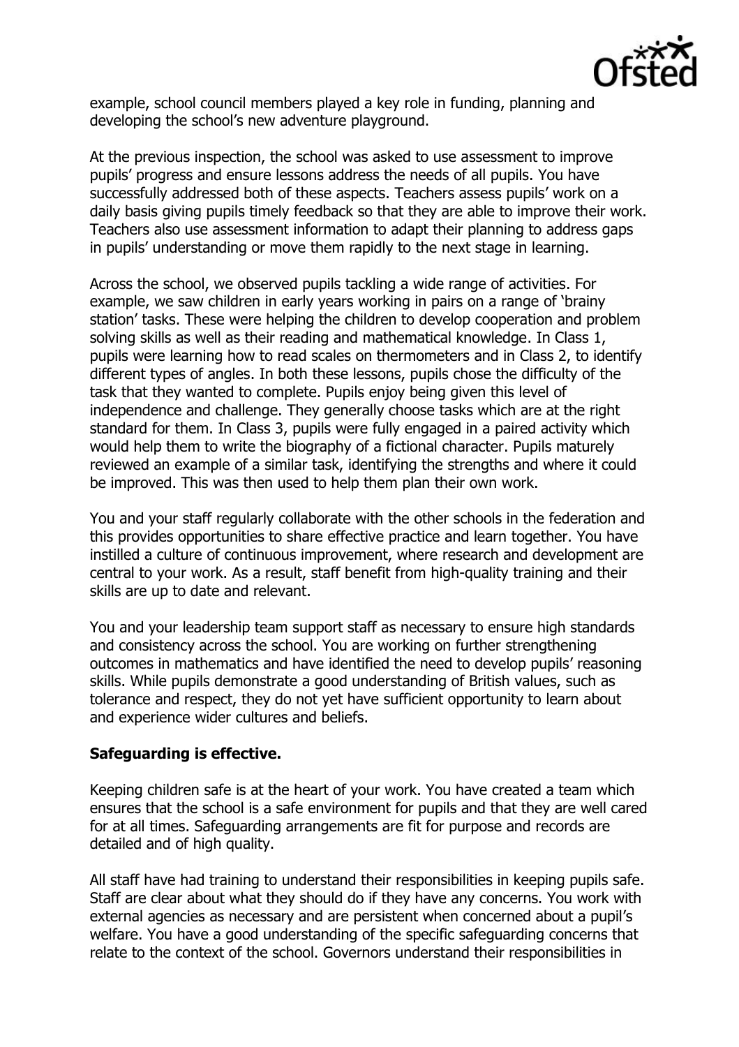example, school council members played a key role in funding, planning and developing the school's new adventure playground.

At the previous inspection, the school was asked to use assessment to improve pupils' progress and ensure lessons address the needs of all pupils. You have successfully addressed both of these aspects. Teachers assess pupils' work on a daily basis giving pupils timely feedback so that they are able to improve their work. Teachers also use assessment information to adapt their planning to address gaps in pupils' understanding or move them rapidly to the next stage in learning.

Across the school, we observed pupils tackling a wide range of activities. For example, we saw children in early years working in pairs on a range of 'brainy station' tasks. These were helping the children to develop cooperation and problem solving skills as well as their reading and mathematical knowledge. In Class 1, pupils were learning how to read scales on thermometers and in Class 2, to identify different types of angles. In both these lessons, pupils chose the difficulty of the task that they wanted to complete. Pupils enjoy being given this level of independence and challenge. They generally choose tasks which are at the right standard for them. In Class 3, pupils were fully engaged in a paired activity which would help them to write the biography of a fictional character. Pupils maturely reviewed an example of a similar task, identifying the strengths and where it could be improved. This was then used to help them plan their own work.

You and your staff regularly collaborate with the other schools in the federation and this provides opportunities to share effective practice and learn together. You have instilled a culture of continuous improvement, where research and development are central to your work. As a result, staff benefit from high-quality training and their skills are up to date and relevant.

You and your leadership team support staff as necessary to ensure high standards and consistency across the school. You are working on further strengthening outcomes in mathematics and have identified the need to develop pupils' reasoning skills. While pupils demonstrate a good understanding of British values, such as tolerance and respect, they do not yet have sufficient opportunity to learn about and experience wider cultures and beliefs.

**Safeguarding is effective.**

Keeping children safe is at the heart of your work. You have created a team which ensures that the school is a safe environment for pupils and that they are well cared for at all times. Safeguarding arrangements are fit for purpose and records are detailed and of high quality.

All staff have had training to understand their responsibilities in keeping pupils safe. Staff are clear about what they should do if they have any concerns. You work with external agencies as necessary and are persistent when concerned about a pupil's welfare. You have a good understanding of the specific safeguarding concerns that relate to the context of the school. Governors understand their responsibilities in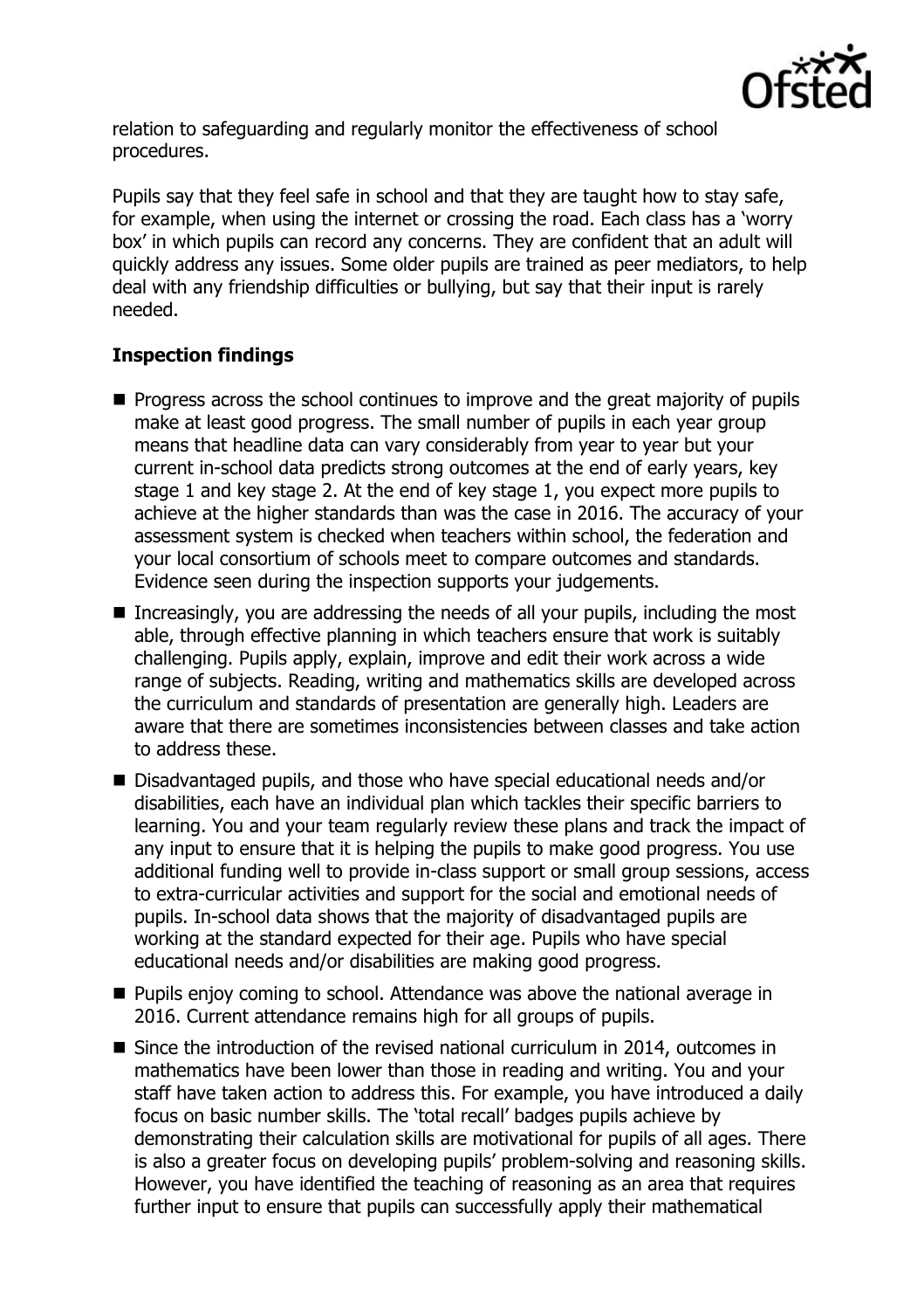relation to safeguarding and regularly monitor the effectiveness of school procedures.

Pupils say that they feel safe in school and that they are taught how to stay safe, for example, when using the internet or crossing the road. Each class has a 'worry box' in which pupils can record any concerns. They are confident that an adult will quickly address any issues. Some older pupils are trained as peer mediators, to help deal with any friendship difficulties or bullying, but say that their input is rarely needed.

## Inspection findings

- Progress across the school continues to improve and the great majority of pupils make at least good progress. The small number of pupils in each year group means that headline data can vary considerably from year to year but your current in-school data predicts strong outcomes at the end of early years, key stage 1 and key stage 2. At the end of key stage 1, you expect more pupils to achieve at the higher standards than was the case in 2016. The accuracy of your assessment system is checked when teachers within school, the federation and your local consortium of schools meet to compare outcomes and standards. Evidence seen during the inspection supports your judgements.
- Increasingly, you are addressing the needs of all your pupils, including the most able, through effective planning in which teachers ensure that work is suitably challenging. Pupils apply, explain, improve and edit their work across a wide range of subjects. Reading, writing and mathematics skills are developed across the curriculum and standards of presentation are generally high. Leaders are aware that there are sometimes inconsistencies between classes and take action to address these.
- Disadvantaged pupils, and those who have special educational needs and/or disabilities, each have an individual plan which tackles their specific barriers to learning. You and your team regularly review these plans and track the impact of any input to ensure that it is helping the pupils to make good progress. You use additional funding well to provide in-class support or small group sessions, access to extra-curricular activities and support for the social and emotional needs of pupils. In-school data shows that the majority of disadvantaged pupils are working at the standard expected for their age. Pupils who have special educational needs and/or disabilities are making good progress.
- Pupils enjoy coming to school. Attendance was above the national average in 2016. Current attendance remains high for all groups of pupils.
- Since the introduction of the revised national curriculum in 2014, outcomes in mathematics have been lower than those in reading and writing. You and your staff have taken action to address this. For example, you have introduced a daily focus on basic number skills. The 'total recall' badges pupils achieve by demonstrating their calculation skills are motivational for pupils of all ages. There is also a greater focus on developing pupils' problem-solving and reasoning skills. However, you have identified the teaching of reasoning as an area that requires further input to ensure that pupils can successfully apply their mathematical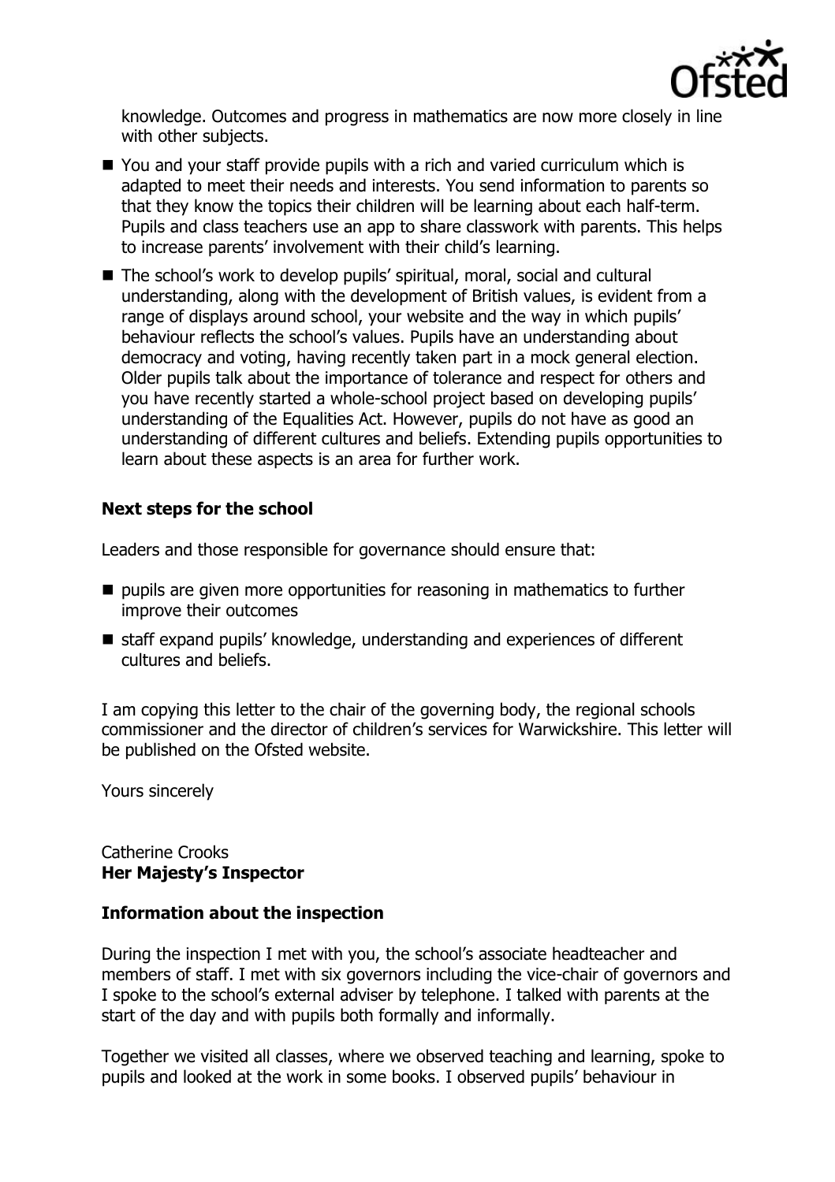knowledge. Outcomes and progress in mathematics are now more closely in line with other subjects.

- You and your staff provide pupils with a rich and varied curriculum which is adapted to meet their needs and interests. You send information to parents so that they know the topics their children will be learning about each half-term. Pupils and class teachers use an app to share classwork with parents. This helps to increase parents' involvement with their child's learning.
- The school's work to develop pupils' spiritual, moral, social and cultural understanding, along with the development of British values, is evident from a range of displays around school, your website and the way in which pupils' behaviour reflects the school's values. Pupils have an understanding about democracy and voting, having recently taken part in a mock general election. Older pupils talk about the importance of tolerance and respect for others and you have recently started a whole-school project based on developing pupils' understanding of the Equalities Act. However, pupils do not have as good an understanding of different cultures and beliefs. Extending pupils opportunities to learn about these aspects is an area for further work.

### Next steps for the school

Leaders and those responsible for governance should ensure that:

- pupils are given more opportunities for reasoning in mathematics to further improve their outcomes
- staff expand pupils' knowledge, understanding and experiences of different cultures and beliefs.

I am copying this letter to the chair of the governing body, the regional schools commissioner and the director of children's services for Warwickshire. This letter will be published on the Ofsted website.

Yours sincerely

Catherine Crooks
**Her Majesty's Inspector**

### Information about the inspection

During the inspection I met with you, the school's associate headteacher and members of staff. I met with six governors including the vice-chair of governors and I spoke to the school's external adviser by telephone. I talked with parents at the start of the day and with pupils both formally and informally.

Together we visited all classes, where we observed teaching and learning, spoke to pupils and looked at the work in some books. I observed pupils' behaviour in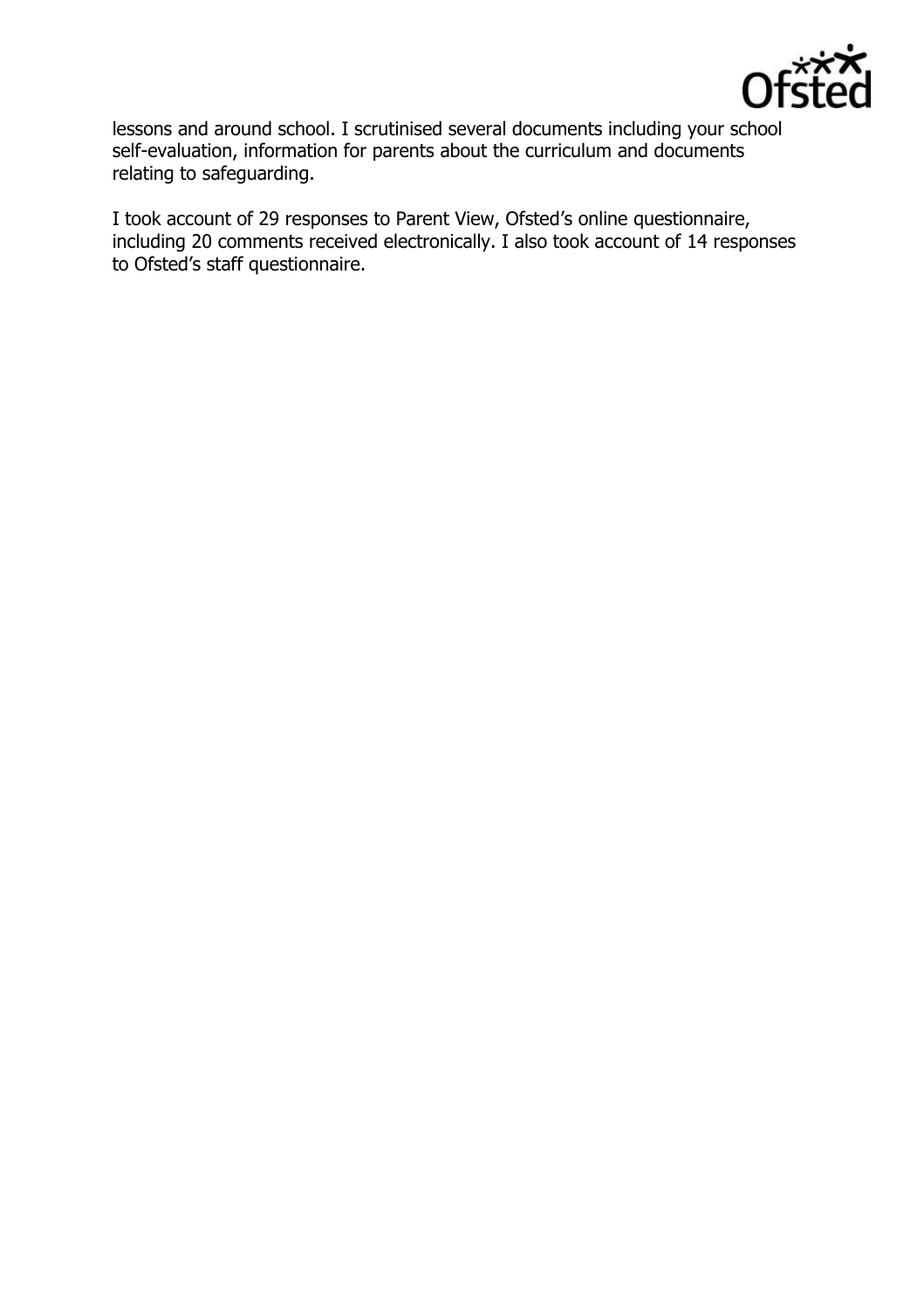lessons and around school. I scrutinised several documents including your school self-evaluation, information for parents about the curriculum and documents relating to safeguarding.

I took account of 29 responses to Parent View, Ofsted's online questionnaire, including 20 comments received electronically. I also took account of 14 responses to Ofsted's staff questionnaire.